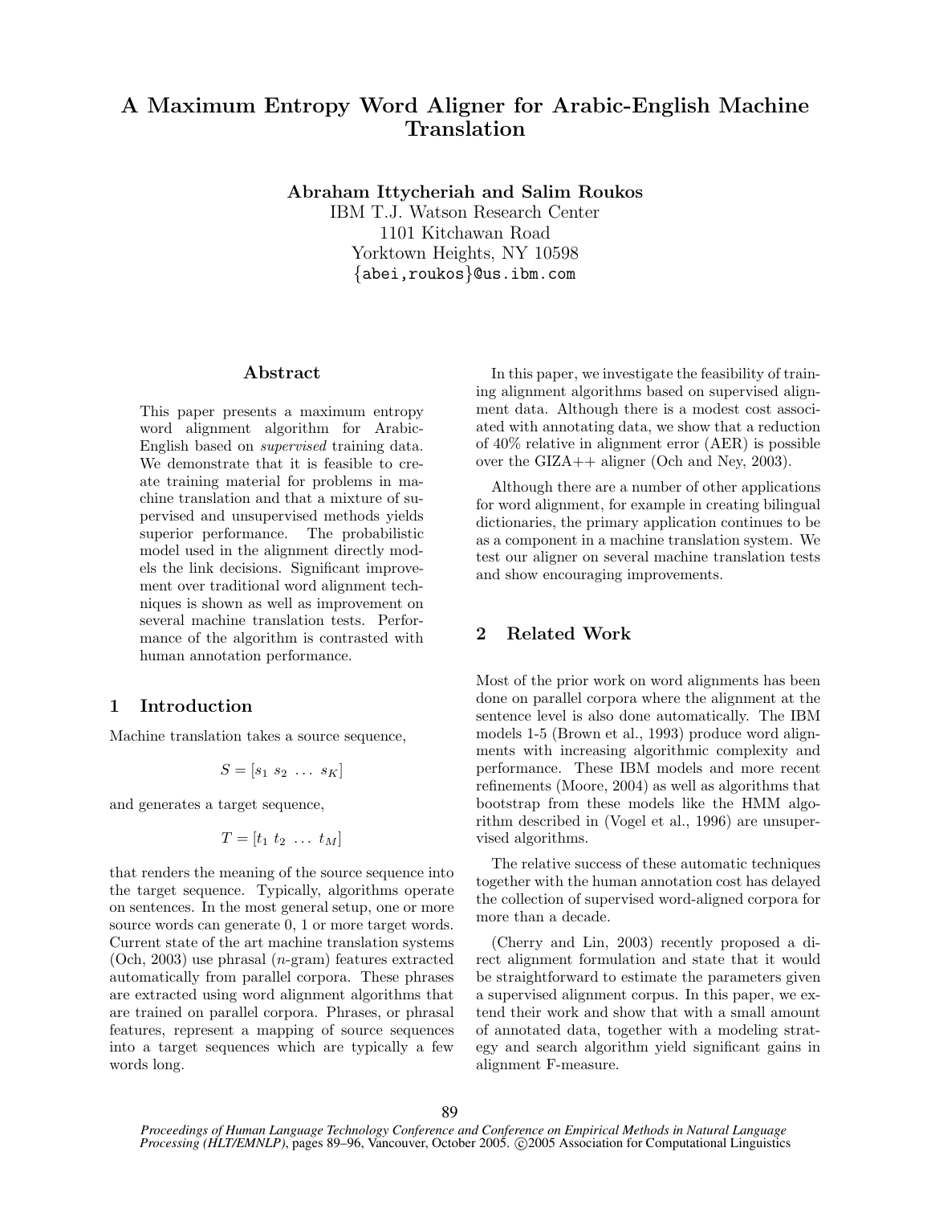# A Maximum Entropy Word Aligner for Arabic-English Machine Translation

**Abraham Ittycheriah and Salim Roukos**
IBM T.J. Watson Research Center
1101 Kitchawan Road
Yorktown Heights, NY 10598
{abei,roukos}@us.ibm.com

## Abstract

This paper presents a maximum entropy word alignment algorithm for Arabic-English based on *supervised* training data. We demonstrate that it is feasible to create training material for problems in machine translation and that a mixture of supervised and unsupervised methods yields superior performance. The probabilistic model used in the alignment directly models the link decisions. Significant improvement over traditional word alignment techniques is shown as well as improvement on several machine translation tests. Performance of the algorithm is contrasted with human annotation performance.

## 1 Introduction

Machine translation takes a source sequence,

$$S = [s_1 \ s_2 \ \dots \ s_K]$$

and generates a target sequence,

$$T = [t_1 \ t_2 \ \dots \ t_M]$$

that renders the meaning of the source sequence into the target sequence. Typically, algorithms operate on sentences. In the most general setup, one or more source words can generate 0, 1 or more target words. Current state of the art machine translation systems (Och, 2003) use phrasal ($n$-gram) features extracted automatically from parallel corpora. These phrases are extracted using word alignment algorithms that are trained on parallel corpora. Phrases, or phrasal features, represent a mapping of source sequences into a target sequences which are typically a few words long.

In this paper, we investigate the feasibility of training alignment algorithms based on supervised alignment data. Although there is a modest cost associated with annotating data, we show that a reduction of 40% relative in alignment error (AER) is possible over the GIZA++ aligner (Och and Ney, 2003).

Although there are a number of other applications for word alignment, for example in creating bilingual dictionaries, the primary application continues to be as a component in a machine translation system. We test our aligner on several machine translation tests and show encouraging improvements.

## 2 Related Work

Most of the prior work on word alignments has been done on parallel corpora where the alignment at the sentence level is also done automatically. The IBM models 1-5 (Brown et al., 1993) produce word alignments with increasing algorithmic complexity and performance. These IBM models and more recent refinements (Moore, 2004) as well as algorithms that bootstrap from these models like the HMM algorithm described in (Vogel et al., 1996) are unsupervised algorithms.

The relative success of these automatic techniques together with the human annotation cost has delayed the collection of supervised word-aligned corpora for more than a decade.

(Cherry and Lin, 2003) recently proposed a direct alignment formulation and state that it would be straightforward to estimate the parameters given a supervised alignment corpus. In this paper, we extend their work and show that with a small amount of annotated data, together with a modeling strategy and search algorithm yield significant gains in alignment F-measure.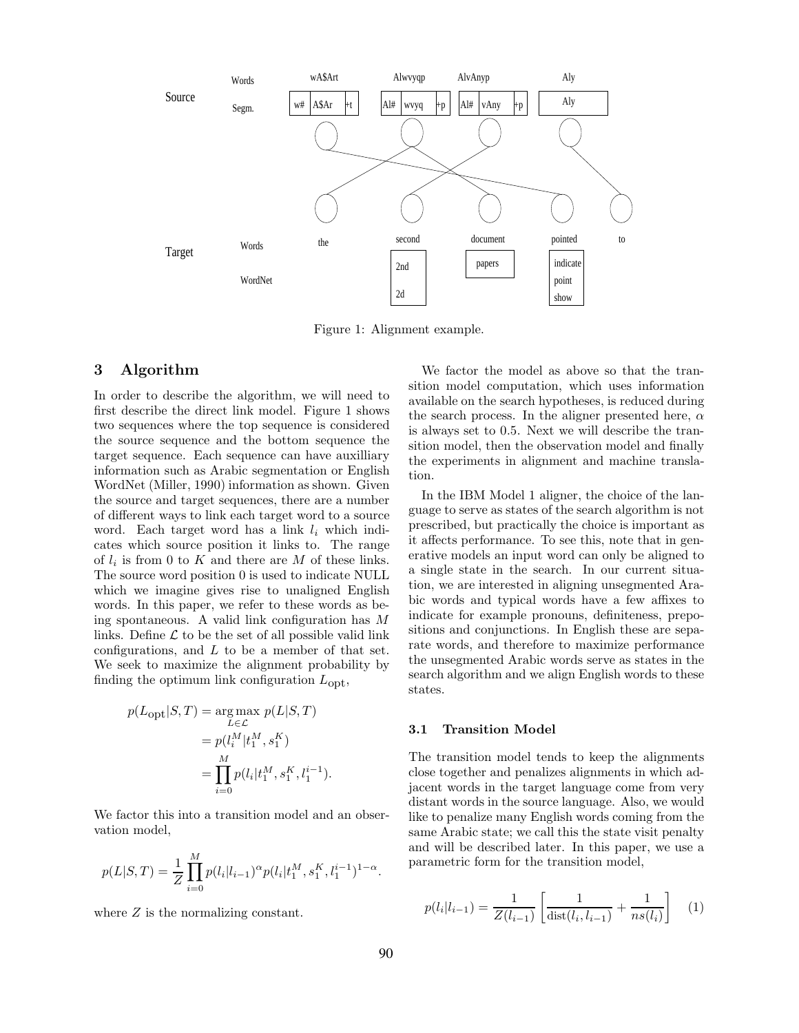Figure 1: Alignment example.

## 3 Algorithm

In order to describe the algorithm, we will need to first describe the direct link model. Figure 1 shows two sequences where the top sequence is considered the source sequence and the bottom sequence the target sequence. Each sequence can have auxilliary information such as Arabic segmentation or English WordNet (Miller, 1990) information as shown. Given the source and target sequences, there are a number of different ways to link each target word to a source word. Each target word has a link $l_i$ which indicates which source position it links to. The range of $l_i$ is from 0 to $K$ and there are $M$ of these links. The source word position 0 is used to indicate NULL which we imagine gives rise to unaligned English words. In this paper, we refer to these words as being spontaneous. A valid link configuration has $M$ links. Define $\mathcal{L}$ to be the set of all possible valid link configurations, and $L$ to be a member of that set. We seek to maximize the alignment probability by finding the optimum link configuration $L_{\text{opt}}$,

$$
\begin{aligned}
p(L_{\text{opt}}|S,T) &= \arg\max_{L \in \mathcal{L}} p(L|S,T) \\
&= p(l_i^M | t_1^M, s_1^K) \\
&= \prod_{i=0}^{M} p(l_i | t_1^M, s_1^K, l_1^{i-1}).
\end{aligned}
$$

We factor this into a transition model and an observation model,

$$
p(L|S,T) = \frac{1}{Z} \prod_{i=0}^{M} p(l_i|l_{i-1})^{\alpha} p(l_i|t_1^M, s_1^K, l_1^{i-1})^{1-\alpha}.
$$

where $Z$ is the normalizing constant.

We factor the model as above so that the transition model computation, which uses information available on the search hypotheses, is reduced during the search process. In the aligner presented here, $\alpha$ is always set to 0.5. Next we will describe the transition model, then the observation model and finally the experiments in alignment and machine translation.

In the IBM Model 1 aligner, the choice of the language to serve as states of the search algorithm is not prescribed, but practically the choice is important as it affects performance. To see this, note that in generative models an input word can only be aligned to a single state in the search. In our current situation, we are interested in aligning unsegmented Arabic words and typical words have a few affixes to indicate for example pronouns, definiteness, prepositions and conjunctions. In English these are separate words, and therefore to maximize performance the unsegmented Arabic words serve as states in the search algorithm and we align English words to these states.

### 3.1 Transition Model

The transition model tends to keep the alignments close together and penalizes alignments in which adjacent words in the target language come from very distant words in the source language. Also, we would like to penalize many English words coming from the same Arabic state; we call this the state visit penalty and will be described later. In this paper, we use a parametric form for the transition model,

$$
p(l_i|l_{i-1}) = \frac{1}{Z(l_{i-1})} \left[ \frac{1}{\text{dist}(l_i, l_{i-1})} + \frac{1}{ns(l_i)} \right] \quad (1)
$$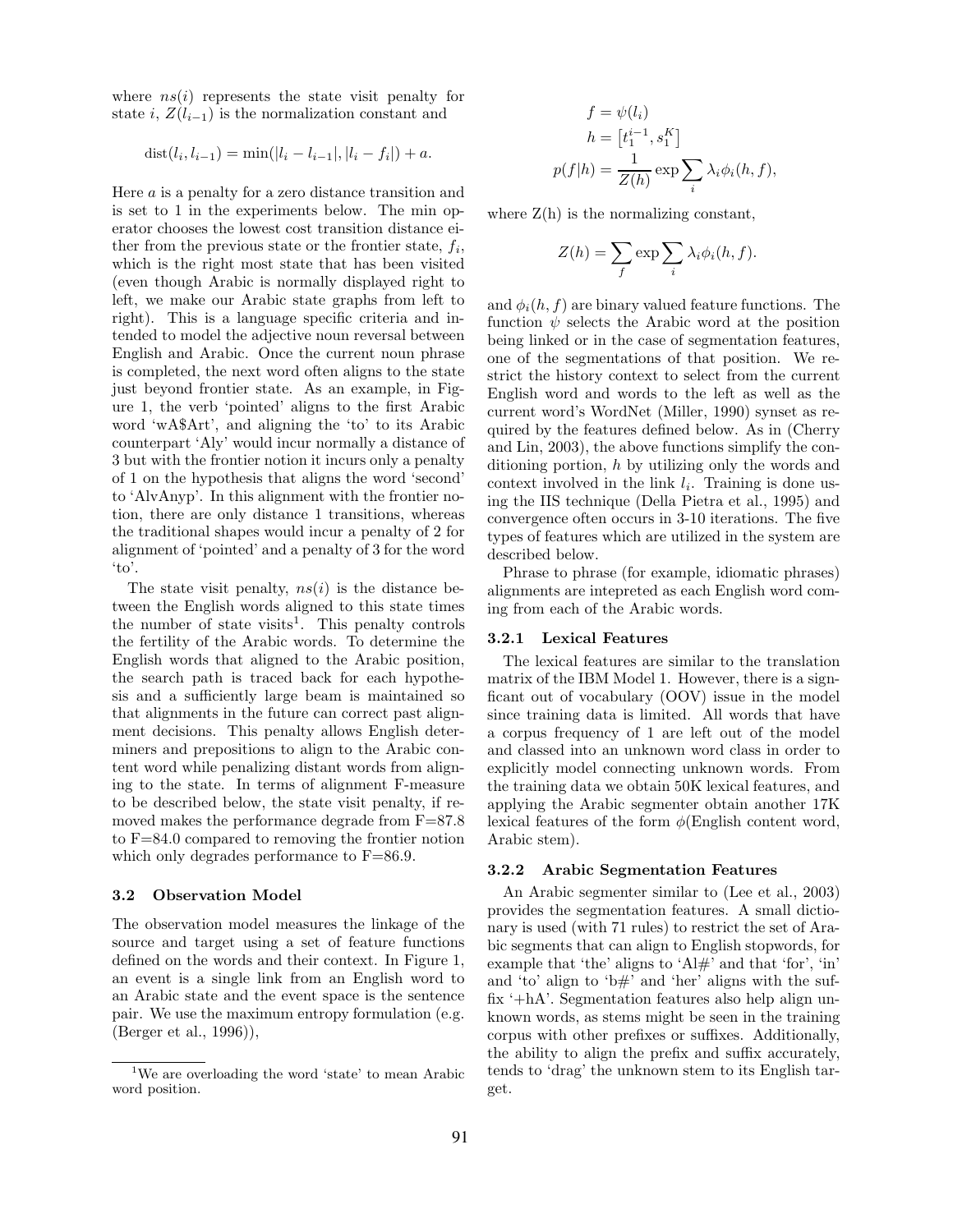where $ns(i)$ represents the state visit penalty for state $i$, $Z(l_{i-1})$ is the normalization constant and

$$\text{dist}(l_i, l_{i-1}) = \min(|l_i - l_{i-1}|, |l_i - f_i|) + a.$$

Here $a$ is a penalty for a zero distance transition and is set to 1 in the experiments below. The min operator chooses the lowest cost transition distance either from the previous state or the frontier state, $f_i$, which is the right most state that has been visited (even though Arabic is normally displayed right to left, we make our Arabic state graphs from left to right). This is a language specific criteria and intended to model the adjective noun reversal between English and Arabic. Once the current noun phrase is completed, the next word often aligns to the state just beyond frontier state. As an example, in Figure 1, the verb 'pointed' aligns to the first Arabic word 'wA$Art', and aligning the 'to' to its Arabic counterpart 'Aly' would incur normally a distance of 3 but with the frontier notion it incurs only a penalty of 1 on the hypothesis that aligns the word 'second' to 'AlvAnyp'. In this alignment with the frontier notion, there are only distance 1 transitions, whereas the traditional shapes would incur a penalty of 2 for alignment of 'pointed' and a penalty of 3 for the word 'to'.

The state visit penalty, $ns(i)$ is the distance between the English words aligned to this state times the number of state visits[1]. This penalty controls the fertility of the Arabic words. To determine the English words that aligned to the Arabic position, the search path is traced back for each hypothesis and a sufficiently large beam is maintained so that alignments in the future can correct past alignment decisions. This penalty allows English determiners and prepositions to align to the Arabic content word while penalizing distant words from aligning to the state. In terms of alignment F-measure to be described below, the state visit penalty, if removed makes the performance degrade from F=87.8 to F=84.0 compared to removing the frontier notion which only degrades performance to F=86.9.

### 3.2 Observation Model

The observation model measures the linkage of the source and target using a set of feature functions defined on the words and their context. In Figure 1, an event is a single link from an English word to an Arabic state and the event space is the sentence pair. We use the maximum entropy formulation (e.g. (Berger et al., 1996)),

[1] We are overloading the word 'state' to mean Arabic word position.

$$f = \psi(l_i)$$
$$h = \left[t_1^{i-1}, s_1^K\right]$$
$$p(f|h) = \frac{1}{Z(h)} \exp \sum_i \lambda_i \phi_i(h, f),$$

where Z(h) is the normalizing constant,

$$Z(h) = \sum_f \exp \sum_i \lambda_i \phi_i(h, f).$$

and $\phi_i(h, f)$ are binary valued feature functions. The function $\psi$ selects the Arabic word at the position being linked or in the case of segmentation features, one of the segmentations of that position. We restrict the history context to select from the current English word and words to the left as well as the current word's WordNet (Miller, 1990) synset as required by the features defined below. As in (Cherry and Lin, 2003), the above functions simplify the conditioning portion, $h$ by utilizing only the words and context involved in the link $l_i$. Training is done using the IIS technique (Della Pietra et al., 1995) and convergence often occurs in 3-10 iterations. The five types of features which are utilized in the system are described below.

Phrase to phrase (for example, idiomatic phrases) alignments are intepreted as each English word coming from each of the Arabic words.

#### 3.2.1 Lexical Features

The lexical features are similar to the translation matrix of the IBM Model 1. However, there is a signficant out of vocabulary (OOV) issue in the model since training data is limited. All words that have a corpus frequency of 1 are left out of the model and classed into an unknown word class in order to explicitly model connecting unknown words. From the training data we obtain 50K lexical features, and applying the Arabic segmenter obtain another 17K lexical features of the form $\phi$(English content word, Arabic stem).

#### 3.2.2 Arabic Segmentation Features

An Arabic segmenter similar to (Lee et al., 2003) provides the segmentation features. A small dictionary is used (with 71 rules) to restrict the set of Arabic segments that can align to English stopwords, for example that 'the' aligns to 'Al#' and that 'for', 'in' and 'to' align to 'b#' and 'her' aligns with the suffix '+hA'. Segmentation features also help align unknown words, as stems might be seen in the training corpus with other prefixes or suffixes. Additionally, the ability to align the prefix and suffix accurately, tends to 'drag' the unknown stem to its English target.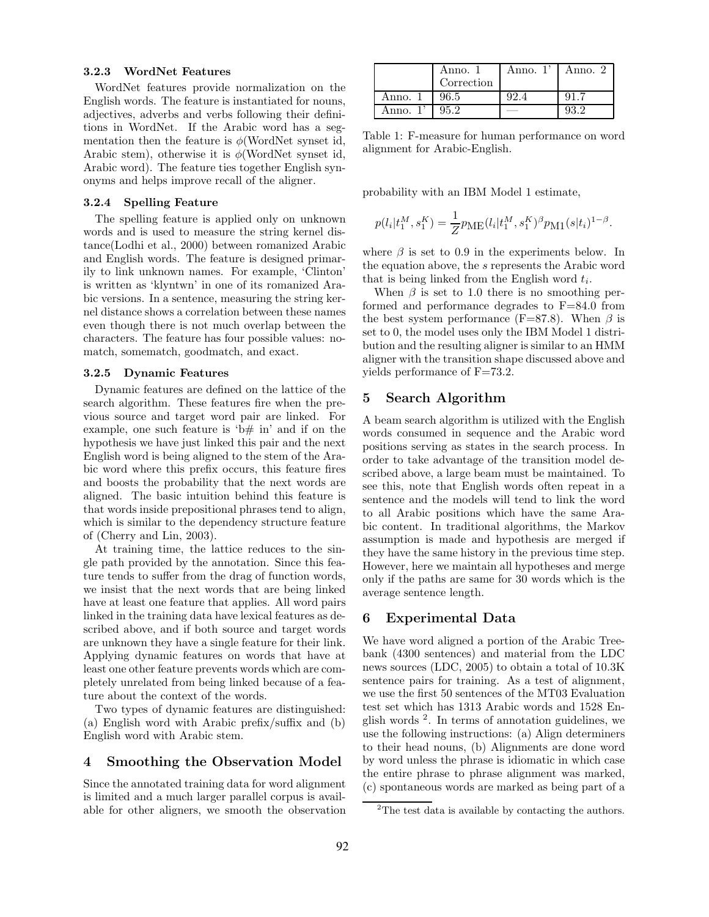#### 3.2.3 WordNet Features

WordNet features provide normalization on the English words. The feature is instantiated for nouns, adjectives, adverbs and verbs following their definitions in WordNet. If the Arabic word has a segmentation then the feature is $\phi$(WordNet synset id, Arabic stem), otherwise it is $\phi$(WordNet synset id, Arabic word). The feature ties together English synonyms and helps improve recall of the aligner.

#### 3.2.4 Spelling Feature

The spelling feature is applied only on unknown words and is used to measure the string kernel distance(Lodhi et al., 2000) between romanized Arabic and English words. The feature is designed primarily to link unknown names. For example, 'Clinton' is written as 'klyntwn' in one of its romanized Arabic versions. In a sentence, measuring the string kernel distance shows a correlation between these names even though there is not much overlap between the characters. The feature has four possible values: nomatch, somematch, goodmatch, and exact.

#### 3.2.5 Dynamic Features

Dynamic features are defined on the lattice of the search algorithm. These features fire when the previous source and target word pair are linked. For example, one such feature is 'b# in' and if on the hypothesis we have just linked this pair and the next English word is being aligned to the stem of the Arabic word where this prefix occurs, this feature fires and boosts the probability that the next words are aligned. The basic intuition behind this feature is that words inside prepositional phrases tend to align, which is similar to the dependency structure feature of (Cherry and Lin, 2003).

At training time, the lattice reduces to the single path provided by the annotation. Since this feature tends to suffer from the drag of function words, we insist that the next words that are being linked have at least one feature that applies. All word pairs linked in the training data have lexical features as described above, and if both source and target words are unknown they have a single feature for their link. Applying dynamic features on words that have at least one other feature prevents words which are completely unrelated from being linked because of a feature about the context of the words.

Two types of dynamic features are distinguished: (a) English word with Arabic prefix/suffix and (b) English word with Arabic stem.

## 4 Smoothing the Observation Model

Since the annotated training data for word alignment is limited and a much larger parallel corpus is available for other aligners, we smooth the observation probability with an IBM Model 1 estimate,

$$p(l_i|t_1^M, s_1^K) = \frac{1}{Z} p_{\text{ME}}(l_i|t_1^M, s_1^K)^{\beta} p_{\text{M1}}(s|t_i)^{1-\beta}.$$

where $\beta$ is set to 0.9 in the experiments below. In the equation above, the $s$ represents the Arabic word that is being linked from the English word $t_i$.

When $\beta$ is set to 1.0 there is no smoothing performed and performance degrades to F=84.0 from the best system performance (F=87.8). When $\beta$ is set to 0, the model uses only the IBM Model 1 distribution and the resulting aligner is similar to an HMM aligner with the transition shape discussed above and yields performance of F=73.2.

| | Anno. 1 Correction | Anno. 1' | Anno. 2 |
|---|---|---|---|
| Anno. 1 | 96.5 | 92.4 | 91.7 |
| Anno. 1' | 95.2 | — | 93.2 |

Table 1: F-measure for human performance on word alignment for Arabic-English.

## 5 Search Algorithm

A beam search algorithm is utilized with the English words consumed in sequence and the Arabic word positions serving as states in the search process. In order to take advantage of the transition model described above, a large beam must be maintained. To see this, note that English words often repeat in a sentence and the models will tend to link the word to all Arabic positions which have the same Arabic content. In traditional algorithms, the Markov assumption is made and hypothesis are merged if they have the same history in the previous time step. However, here we maintain all hypotheses and merge only if the paths are same for 30 words which is the average sentence length.

## 6 Experimental Data

We have word aligned a portion of the Arabic Treebank (4300 sentences) and material from the LDC news sources (LDC, 2005) to obtain a total of 10.3K sentence pairs for training. As a test of alignment, we use the first 50 sentences of the MT03 Evaluation test set which has 1313 Arabic words and 1528 English words [2]. In terms of annotation guidelines, we use the following instructions: (a) Align determiners to their head nouns, (b) Alignments are done word by word unless the phrase is idiomatic in which case the entire phrase to phrase alignment was marked, (c) spontaneous words are marked as being part of a

[2] The test data is available by contacting the authors.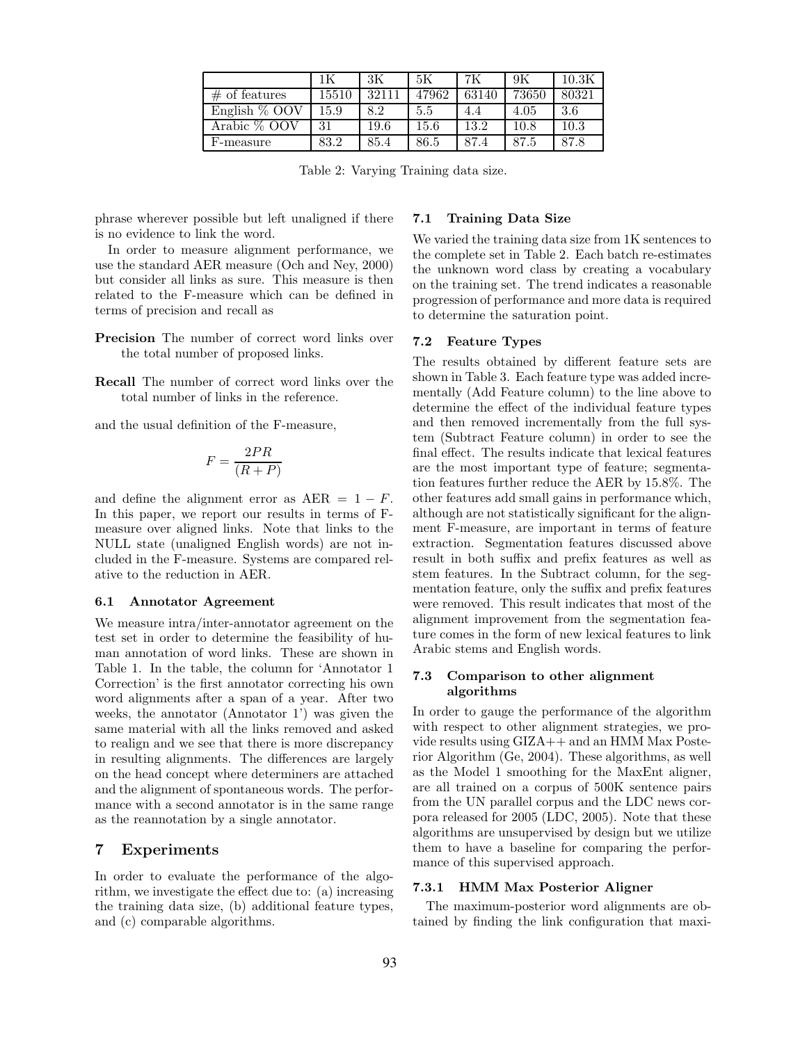| | 1K | 3K | 5K | 7K | 9K | 10.3K |
|---|---|---|---|---|---|---|
| # of features | 15510 | 32111 | 47962 | 63140 | 73650 | 80321 |
| English % OOV | 15.9 | 8.2 | 5.5 | 4.4 | 4.05 | 3.6 |
| Arabic % OOV | 31 | 19.6 | 15.6 | 13.2 | 10.8 | 10.3 |
| F-measure | 83.2 | 85.4 | 86.5 | 87.4 | 87.5 | 87.8 |

Table 2: Varying Training data size.

phrase wherever possible but left unaligned if there is no evidence to link the word.

In order to measure alignment performance, we use the standard AER measure (Och and Ney, 2000) but consider all links as sure. This measure is then related to the F-measure which can be defined in terms of precision and recall as

**Precision** The number of correct word links over the total number of proposed links.

**Recall** The number of correct word links over the total number of links in the reference.

and the usual definition of the F-measure,

$$F = \frac{2PR}{(R+P)}$$

and define the alignment error as AER $= 1 - F$. In this paper, we report our results in terms of F-measure over aligned links. Note that links to the NULL state (unaligned English words) are not included in the F-measure. Systems are compared relative to the reduction in AER.

### 6.1 Annotator Agreement

We measure intra/inter-annotator agreement on the test set in order to determine the feasibility of human annotation of word links. These are shown in Table 1. In the table, the column for 'Annotator 1 Correction' is the first annotator correcting his own word alignments after a span of a year. After two weeks, the annotator (Annotator 1') was given the same material with all the links removed and asked to realign and we see that there is more discrepancy in resulting alignments. The differences are largely on the head concept where determiners are attached and the alignment of spontaneous words. The performance with a second annotator is in the same range as the reannotation by a single annotator.

## 7 Experiments

In order to evaluate the performance of the algorithm, we investigate the effect due to: (a) increasing the training data size, (b) additional feature types, and (c) comparable algorithms.

### 7.1 Training Data Size

We varied the training data size from 1K sentences to the complete set in Table 2. Each batch re-estimates the unknown word class by creating a vocabulary on the training set. The trend indicates a reasonable progression of performance and more data is required to determine the saturation point.

### 7.2 Feature Types

The results obtained by different feature sets are shown in Table 3. Each feature type was added incrementally (Add Feature column) to the line above to determine the effect of the individual feature types and then removed incrementally from the full system (Subtract Feature column) in order to see the final effect. The results indicate that lexical features are the most important type of feature; segmentation features further reduce the AER by 15.8%. The other features add small gains in performance which, although are not statistically significant for the alignment F-measure, are important in terms of feature extraction. Segmentation features discussed above result in both suffix and prefix features as well as stem features. In the Subtract column, for the segmentation feature, only the suffix and prefix features were removed. This result indicates that most of the alignment improvement from the segmentation feature comes in the form of new lexical features to link Arabic stems and English words.

### 7.3 Comparison to other alignment algorithms

In order to gauge the performance of the algorithm with respect to other alignment strategies, we provide results using GIZA++ and an HMM Max Posterior Algorithm (Ge, 2004). These algorithms, as well as the Model 1 smoothing for the MaxEnt aligner, are all trained on a corpus of 500K sentence pairs from the UN parallel corpus and the LDC news corpora released for 2005 (LDC, 2005). Note that these algorithms are unsupervised by design but we utilize them to have a baseline for comparing the performance of this supervised approach.

#### 7.3.1 HMM Max Posterior Aligner

The maximum-posterior word alignments are obtained by finding the link configuration that maxi-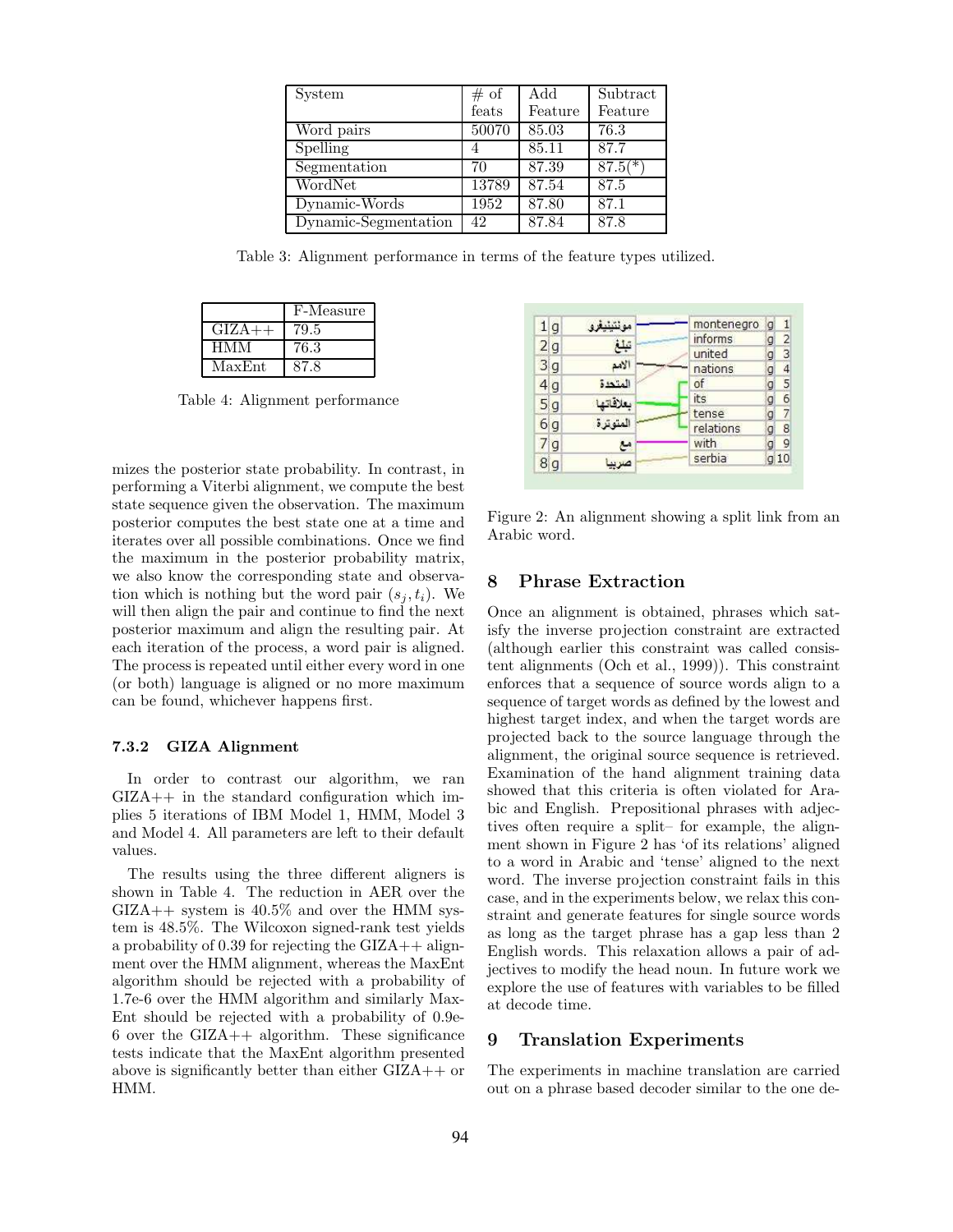| System | # of feats | Add Feature | Subtract Feature |
|---|---|---|---|
| Word pairs | 50070 | 85.03 | 76.3 |
| Spelling | 4 | 85.11 | 87.7 |
| Segmentation | 70 | 87.39 | 87.5(*) |
| WordNet | 13789 | 87.54 | 87.5 |
| Dynamic-Words | 1952 | 87.80 | 87.1 |
| Dynamic-Segmentation | 42 | 87.84 | 87.8 |

Table 3: Alignment performance in terms of the feature types utilized.

| | F-Measure |
|---|---|
| GIZA++ | 79.5 |
| HMM | 76.3 |
| MaxEnt | 87.8 |

Table 4: Alignment performance

mizes the posterior state probability. In contrast, in performing a Viterbi alignment, we compute the best state sequence given the observation. The maximum posterior computes the best state one at a time and iterates over all possible combinations. Once we find the maximum in the posterior probability matrix, we also know the corresponding state and observation which is nothing but the word pair $(s_j, t_i)$. We will then align the pair and continue to find the next posterior maximum and align the resulting pair. At each iteration of the process, a word pair is aligned. The process is repeated until either every word in one (or both) language is aligned or no more maximum can be found, whichever happens first.

#### 7.3.2 GIZA Alignment

In order to contrast our algorithm, we ran GIZA++ in the standard configuration which implies 5 iterations of IBM Model 1, HMM, Model 3 and Model 4. All parameters are left to their default values.

The results using the three different aligners is shown in Table 4. The reduction in AER over the GIZA++ system is 40.5% and over the HMM system is 48.5%. The Wilcoxon signed-rank test yields a probability of 0.39 for rejecting the GIZA++ alignment over the HMM alignment, whereas the MaxEnt algorithm should be rejected with a probability of 1.7e-6 over the HMM algorithm and similarly MaxEnt should be rejected with a probability of 0.9e-6 over the GIZA++ algorithm. These significance tests indicate that the MaxEnt algorithm presented above is significantly better than either GIZA++ or HMM.

Figure 2: An alignment showing a split link from an Arabic word.

## 8 Phrase Extraction

Once an alignment is obtained, phrases which satisfy the inverse projection constraint are extracted (although earlier this constraint was called consistent alignments (Och et al., 1999)). This constraint enforces that a sequence of source words align to a sequence of target words as defined by the lowest and highest target index, and when the target words are projected back to the source language through the alignment, the original source sequence is retrieved. Examination of the hand alignment training data showed that this criteria is often violated for Arabic and English. Prepositional phrases with adjectives often require a split– for example, the alignment shown in Figure 2 has 'of its relations' aligned to a word in Arabic and 'tense' aligned to the next word. The inverse projection constraint fails in this case, and in the experiments below, we relax this constraint and generate features for single source words as long as the target phrase has a gap less than 2 English words. This relaxation allows a pair of adjectives to modify the head noun. In future work we explore the use of features with variables to be filled at decode time.

## 9 Translation Experiments

The experiments in machine translation are carried out on a phrase based decoder similar to the one de-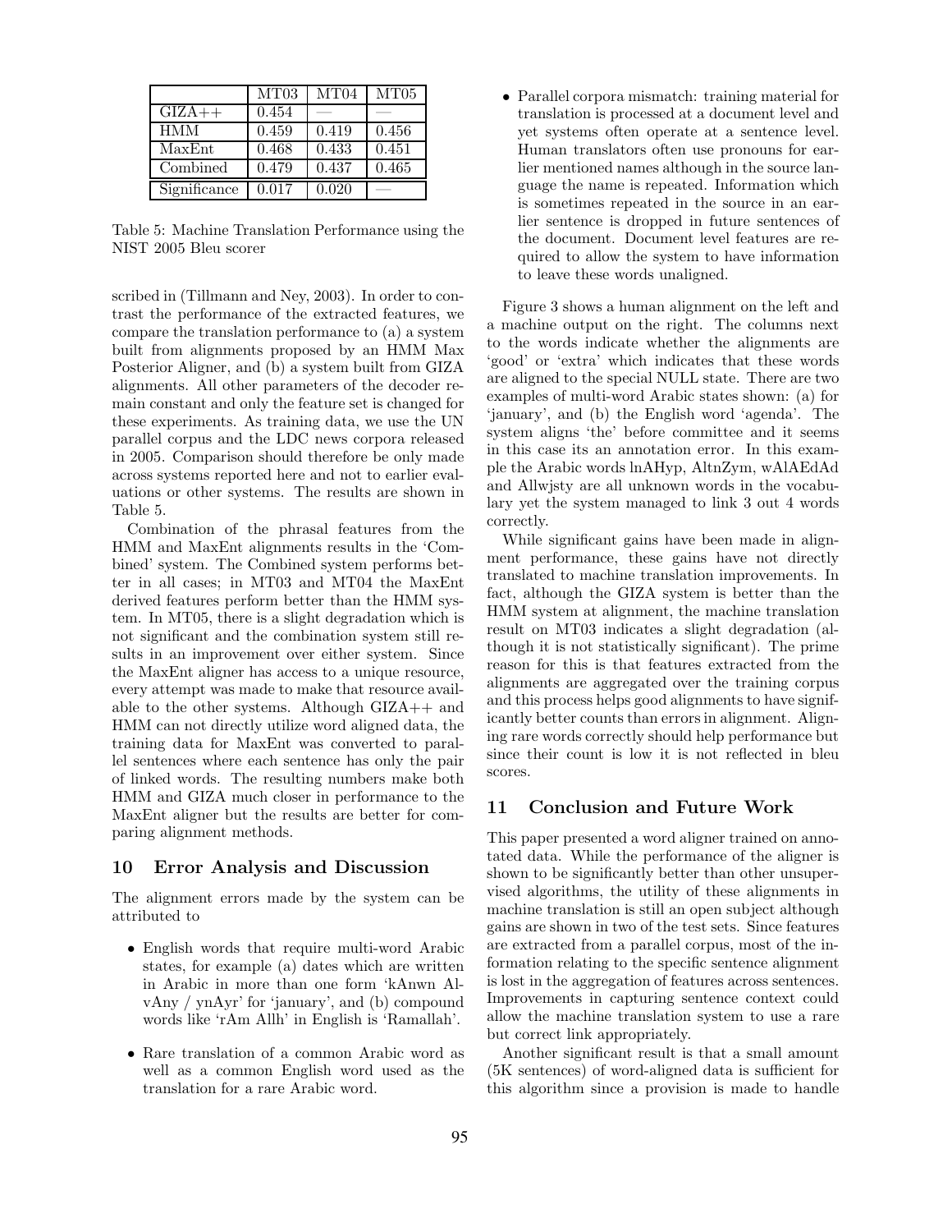| | MT03 | MT04 | MT05 |
|---|---|---|---|
| GIZA++ | 0.454 | — | — |
| HMM | 0.459 | 0.419 | 0.456 |
| MaxEnt | 0.468 | 0.433 | 0.451 |
| Combined | 0.479 | 0.437 | 0.465 |
| Significance | 0.017 | 0.020 | — |

Table 5: Machine Translation Performance using the NIST 2005 Bleu scorer

scribed in (Tillmann and Ney, 2003). In order to contrast the performance of the extracted features, we compare the translation performance to (a) a system built from alignments proposed by an HMM Max Posterior Aligner, and (b) a system built from GIZA alignments. All other parameters of the decoder remain constant and only the feature set is changed for these experiments. As training data, we use the UN parallel corpus and the LDC news corpora released in 2005. Comparison should therefore be only made across systems reported here and not to earlier evaluations or other systems. The results are shown in Table 5.

Combination of the phrasal features from the HMM and MaxEnt alignments results in the 'Combined' system. The Combined system performs better in all cases; in MT03 and MT04 the MaxEnt derived features perform better than the HMM system. In MT05, there is a slight degradation which is not significant and the combination system still results in an improvement over either system. Since the MaxEnt aligner has access to a unique resource, every attempt was made to make that resource available to the other systems. Although GIZA++ and HMM can not directly utilize word aligned data, the training data for MaxEnt was converted to parallel sentences where each sentence has only the pair of linked words. The resulting numbers make both HMM and GIZA much closer in performance to the MaxEnt aligner but the results are better for comparing alignment methods.

## 10 Error Analysis and Discussion

The alignment errors made by the system can be attributed to

- English words that require multi-word Arabic states, for example (a) dates which are written in Arabic in more than one form 'kAnwn AlvAny / ynAyr' for 'january', and (b) compound words like 'rAm Allh' in English is 'Ramallah'.
- Rare translation of a common Arabic word as well as a common English word used as the translation for a rare Arabic word.
- Parallel corpora mismatch: training material for translation is processed at a document level and yet systems often operate at a sentence level. Human translators often use pronouns for earlier mentioned names although in the source language the name is repeated. Information which is sometimes repeated in the source in an earlier sentence is dropped in future sentences of the document. Document level features are required to allow the system to have information to leave these words unaligned.

Figure 3 shows a human alignment on the left and a machine output on the right. The columns next to the words indicate whether the alignments are 'good' or 'extra' which indicates that these words are aligned to the special NULL state. There are two examples of multi-word Arabic states shown: (a) for 'january', and (b) the English word 'agenda'. The system aligns 'the' before committee and it seems in this case its an annotation error. In this example the Arabic words lnAHyp, AltnZym, wAlAEdAd and Allwjsty are all unknown words in the vocabulary yet the system managed to link 3 out 4 words correctly.

While significant gains have been made in alignment performance, these gains have not directly translated to machine translation improvements. In fact, although the GIZA system is better than the HMM system at alignment, the machine translation result on MT03 indicates a slight degradation (although it is not statistically significant). The prime reason for this is that features extracted from the alignments are aggregated over the training corpus and this process helps good alignments to have significantly better counts than errors in alignment. Aligning rare words correctly should help performance but since their count is low it is not reflected in bleu scores.

## 11 Conclusion and Future Work

This paper presented a word aligner trained on annotated data. While the performance of the aligner is shown to be significantly better than other unsupervised algorithms, the utility of these alignments in machine translation is still an open subject although gains are shown in two of the test sets. Since features are extracted from a parallel corpus, most of the information relating to the specific sentence alignment is lost in the aggregation of features across sentences. Improvements in capturing sentence context could allow the machine translation system to use a rare but correct link appropriately.

Another significant result is that a small amount (5K sentences) of word-aligned data is sufficient for this algorithm since a provision is made to handle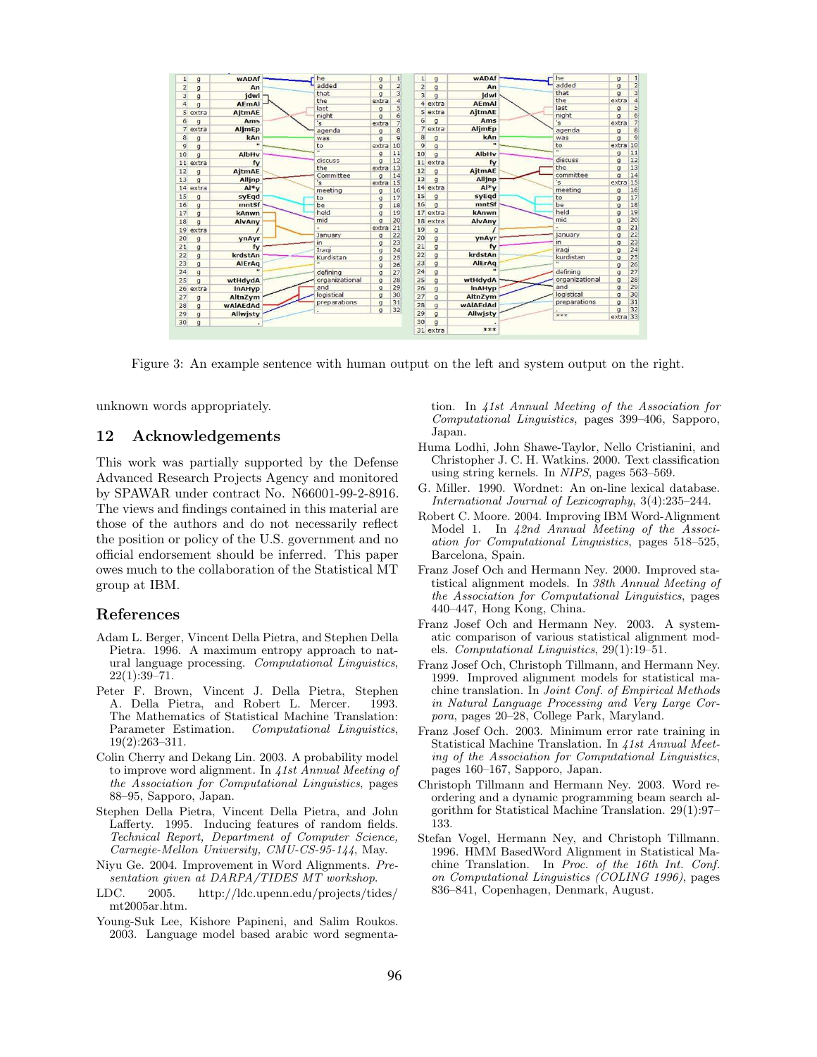Figure 3: An example sentence with human output on the left and system output on the right.

unknown words appropriately.

## 12 Acknowledgements

This work was partially supported by the Defense Advanced Research Projects Agency and monitored by SPAWAR under contract No. N66001-99-2-8916. The views and findings contained in this material are those of the authors and do not necessarily reflect the position or policy of the U.S. government and no official endorsement should be inferred. This paper owes much to the collaboration of the Statistical MT group at IBM.

## References

Adam L. Berger, Vincent Della Pietra, and Stephen Della Pietra. 1996. A maximum entropy approach to natural language processing. *Computational Linguistics*, 22(1):39–71.

Peter F. Brown, Vincent J. Della Pietra, Stephen A. Della Pietra, and Robert L. Mercer. 1993. The Mathematics of Statistical Machine Translation: Parameter Estimation. *Computational Linguistics*, 19(2):263–311.

Colin Cherry and Dekang Lin. 2003. A probability model to improve word alignment. In *41st Annual Meeting of the Association for Computational Linguistics*, pages 88–95, Sapporo, Japan.

Stephen Della Pietra, Vincent Della Pietra, and John Lafferty. 1995. Inducing features of random fields. *Technical Report, Department of Computer Science, Carnegie-Mellon University, CMU-CS-95-144*, May.

Niyu Ge. 2004. Improvement in Word Alignments. *Presentation given at DARPA/TIDES MT workshop*.

LDC. 2005. http://ldc.upenn.edu/projects/tides/mt2005ar.htm.

Young-Suk Lee, Kishore Papineni, and Salim Roukos. 2003. Language model based arabic word segmentation. In *41st Annual Meeting of the Association for Computational Linguistics*, pages 399–406, Sapporo, Japan.

Huma Lodhi, John Shawe-Taylor, Nello Cristianini, and Christopher J. C. H. Watkins. 2000. Text classification using string kernels. In *NIPS*, pages 563–569.

G. Miller. 1990. Wordnet: An on-line lexical database. *International Journal of Lexicography*, 3(4):235–244.

Robert C. Moore. 2004. Improving IBM Word-Alignment Model 1. In *42nd Annual Meeting of the Association for Computational Linguistics*, pages 518–525, Barcelona, Spain.

Franz Josef Och and Hermann Ney. 2000. Improved statistical alignment models. In *38th Annual Meeting of the Association for Computational Linguistics*, pages 440–447, Hong Kong, China.

Franz Josef Och and Hermann Ney. 2003. A systematic comparison of various statistical alignment models. *Computational Linguistics*, 29(1):19–51.

Franz Josef Och, Christoph Tillmann, and Hermann Ney. 1999. Improved alignment models for statistical machine translation. In *Joint Conf. of Empirical Methods in Natural Language Processing and Very Large Corpora*, pages 20–28, College Park, Maryland.

Franz Josef Och. 2003. Minimum error rate training in Statistical Machine Translation. In *41st Annual Meeting of the Association for Computational Linguistics*, pages 160–167, Sapporo, Japan.

Christoph Tillmann and Hermann Ney. 2003. Word reordering and a dynamic programming beam search algorithm for Statistical Machine Translation. 29(1):97–133.

Stefan Vogel, Hermann Ney, and Christoph Tillmann. 1996. HMM BasedWord Alignment in Statistical Machine Translation. In *Proc. of the 16th Int. Conf. on Computational Linguistics (COLING 1996)*, pages 836–841, Copenhagen, Denmark, August.